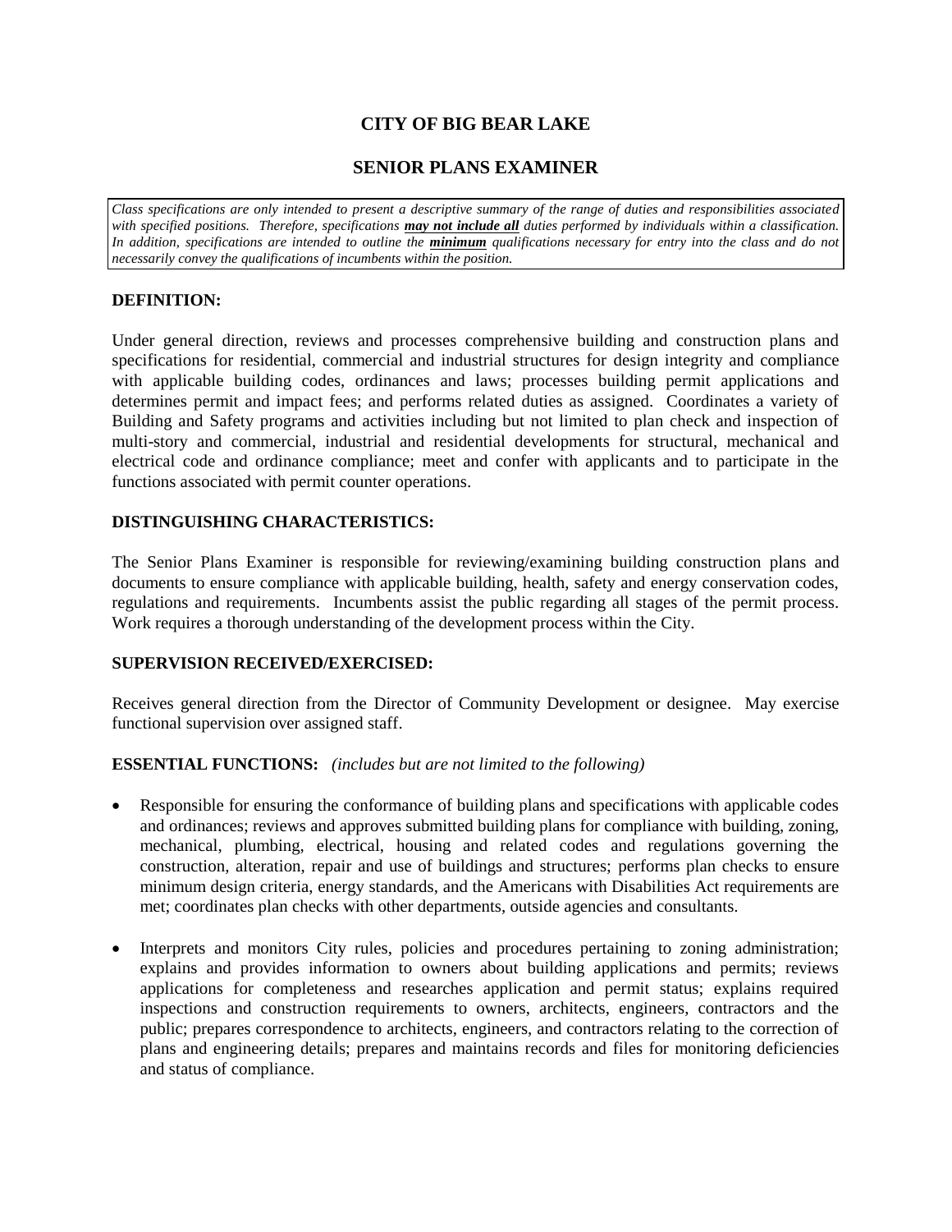# CITY OF BIG BEAR LAKE

## SENIOR PLANS EXAMINER

*Class specifications are only intended to present a descriptive summary of the range of duties and responsibilities associated with specified positions. Therefore, specifications* ***may not include all*** *duties performed by individuals within a classification. In addition, specifications are intended to outline the* ***minimum*** *qualifications necessary for entry into the class and do not necessarily convey the qualifications of incumbents within the position.*

### DEFINITION:

Under general direction, reviews and processes comprehensive building and construction plans and specifications for residential, commercial and industrial structures for design integrity and compliance with applicable building codes, ordinances and laws; processes building permit applications and determines permit and impact fees; and performs related duties as assigned. Coordinates a variety of Building and Safety programs and activities including but not limited to plan check and inspection of multi-story and commercial, industrial and residential developments for structural, mechanical and electrical code and ordinance compliance; meet and confer with applicants and to participate in the functions associated with permit counter operations.

### DISTINGUISHING CHARACTERISTICS:

The Senior Plans Examiner is responsible for reviewing/examining building construction plans and documents to ensure compliance with applicable building, health, safety and energy conservation codes, regulations and requirements. Incumbents assist the public regarding all stages of the permit process. Work requires a thorough understanding of the development process within the City.

### SUPERVISION RECEIVED/EXERCISED:

Receives general direction from the Director of Community Development or designee. May exercise functional supervision over assigned staff.

### ESSENTIAL FUNCTIONS: *(includes but are not limited to the following)*

- Responsible for ensuring the conformance of building plans and specifications with applicable codes and ordinances; reviews and approves submitted building plans for compliance with building, zoning, mechanical, plumbing, electrical, housing and related codes and regulations governing the construction, alteration, repair and use of buildings and structures; performs plan checks to ensure minimum design criteria, energy standards, and the Americans with Disabilities Act requirements are met; coordinates plan checks with other departments, outside agencies and consultants.

- Interprets and monitors City rules, policies and procedures pertaining to zoning administration; explains and provides information to owners about building applications and permits; reviews applications for completeness and researches application and permit status; explains required inspections and construction requirements to owners, architects, engineers, contractors and the public; prepares correspondence to architects, engineers, and contractors relating to the correction of plans and engineering details; prepares and maintains records and files for monitoring deficiencies and status of compliance.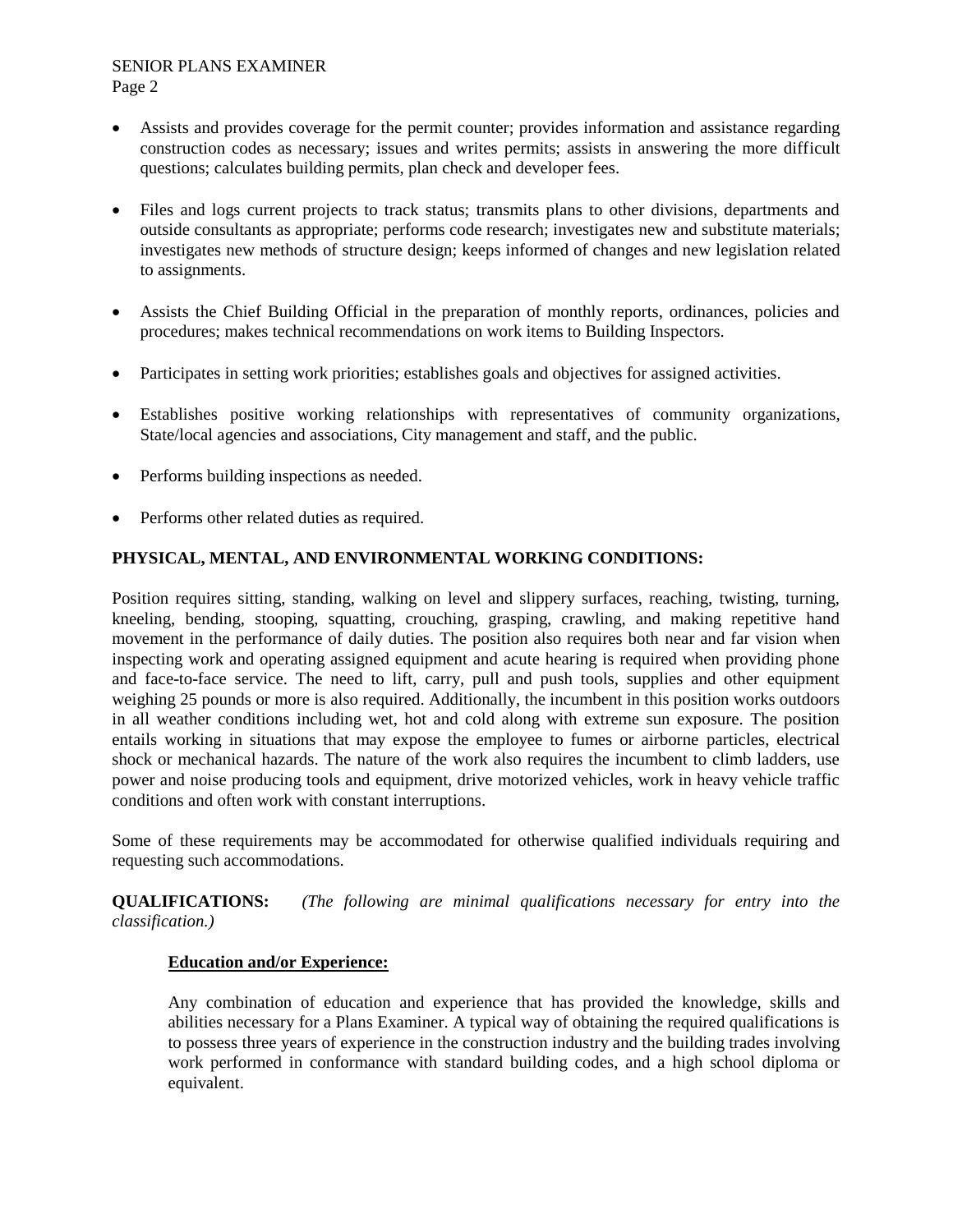- Assists and provides coverage for the permit counter; provides information and assistance regarding construction codes as necessary; issues and writes permits; assists in answering the more difficult questions; calculates building permits, plan check and developer fees.

- Files and logs current projects to track status; transmits plans to other divisions, departments and outside consultants as appropriate; performs code research; investigates new and substitute materials; investigates new methods of structure design; keeps informed of changes and new legislation related to assignments.

- Assists the Chief Building Official in the preparation of monthly reports, ordinances, policies and procedures; makes technical recommendations on work items to Building Inspectors.

- Participates in setting work priorities; establishes goals and objectives for assigned activities.

- Establishes positive working relationships with representatives of community organizations, State/local agencies and associations, City management and staff, and the public.

- Performs building inspections as needed.

- Performs other related duties as required.

**PHYSICAL, MENTAL, AND ENVIRONMENTAL WORKING CONDITIONS:**

Position requires sitting, standing, walking on level and slippery surfaces, reaching, twisting, turning, kneeling, bending, stooping, squatting, crouching, grasping, crawling, and making repetitive hand movement in the performance of daily duties. The position also requires both near and far vision when inspecting work and operating assigned equipment and acute hearing is required when providing phone and face-to-face service. The need to lift, carry, pull and push tools, supplies and other equipment weighing 25 pounds or more is also required. Additionally, the incumbent in this position works outdoors in all weather conditions including wet, hot and cold along with extreme sun exposure. The position entails working in situations that may expose the employee to fumes or airborne particles, electrical shock or mechanical hazards. The nature of the work also requires the incumbent to climb ladders, use power and noise producing tools and equipment, drive motorized vehicles, work in heavy vehicle traffic conditions and often work with constant interruptions.

Some of these requirements may be accommodated for otherwise qualified individuals requiring and requesting such accommodations.

**QUALIFICATIONS:** *(The following are minimal qualifications necessary for entry into the classification.)*

**Education and/or Experience:**

Any combination of education and experience that has provided the knowledge, skills and abilities necessary for a Plans Examiner. A typical way of obtaining the required qualifications is to possess three years of experience in the construction industry and the building trades involving work performed in conformance with standard building codes, and a high school diploma or equivalent.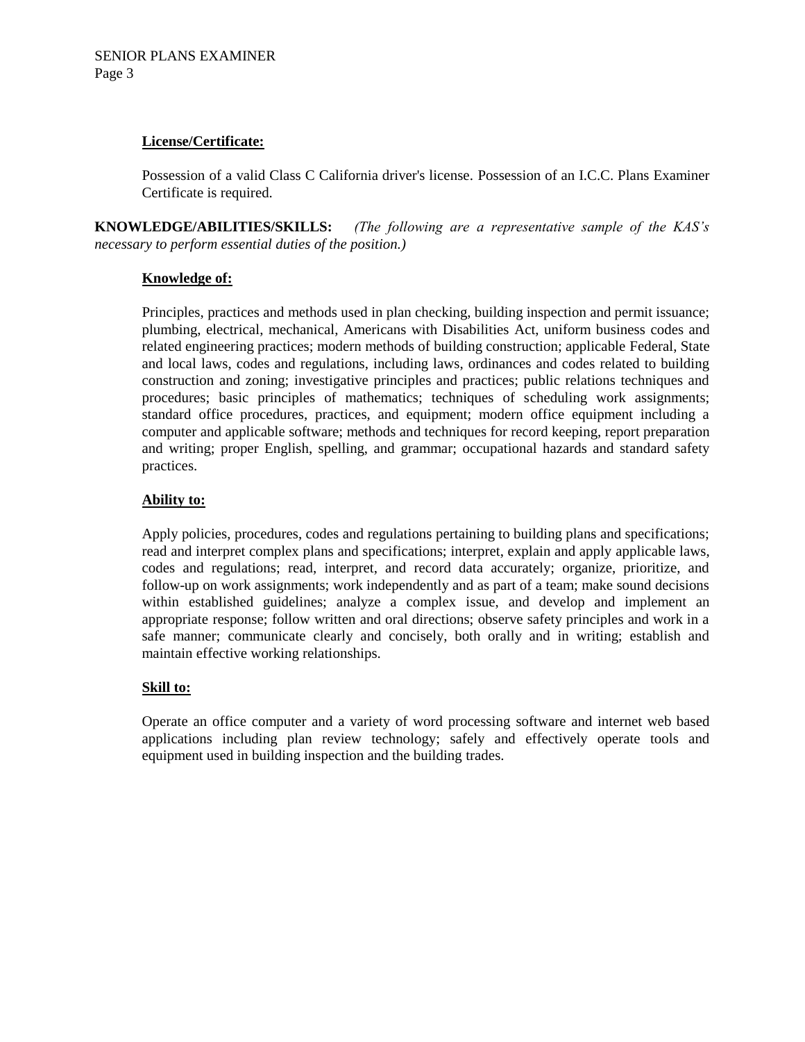**License/Certificate:**

Possession of a valid Class C California driver's license. Possession of an I.C.C. Plans Examiner Certificate is required.

**KNOWLEDGE/ABILITIES/SKILLS:** *(The following are a representative sample of the KAS's necessary to perform essential duties of the position.)*

**Knowledge of:**

Principles, practices and methods used in plan checking, building inspection and permit issuance; plumbing, electrical, mechanical, Americans with Disabilities Act, uniform business codes and related engineering practices; modern methods of building construction; applicable Federal, State and local laws, codes and regulations, including laws, ordinances and codes related to building construction and zoning; investigative principles and practices; public relations techniques and procedures; basic principles of mathematics; techniques of scheduling work assignments; standard office procedures, practices, and equipment; modern office equipment including a computer and applicable software; methods and techniques for record keeping, report preparation and writing; proper English, spelling, and grammar; occupational hazards and standard safety practices.

**Ability to:**

Apply policies, procedures, codes and regulations pertaining to building plans and specifications; read and interpret complex plans and specifications; interpret, explain and apply applicable laws, codes and regulations; read, interpret, and record data accurately; organize, prioritize, and follow-up on work assignments; work independently and as part of a team; make sound decisions within established guidelines; analyze a complex issue, and develop and implement an appropriate response; follow written and oral directions; observe safety principles and work in a safe manner; communicate clearly and concisely, both orally and in writing; establish and maintain effective working relationships.

**Skill to:**

Operate an office computer and a variety of word processing software and internet web based applications including plan review technology; safely and effectively operate tools and equipment used in building inspection and the building trades.